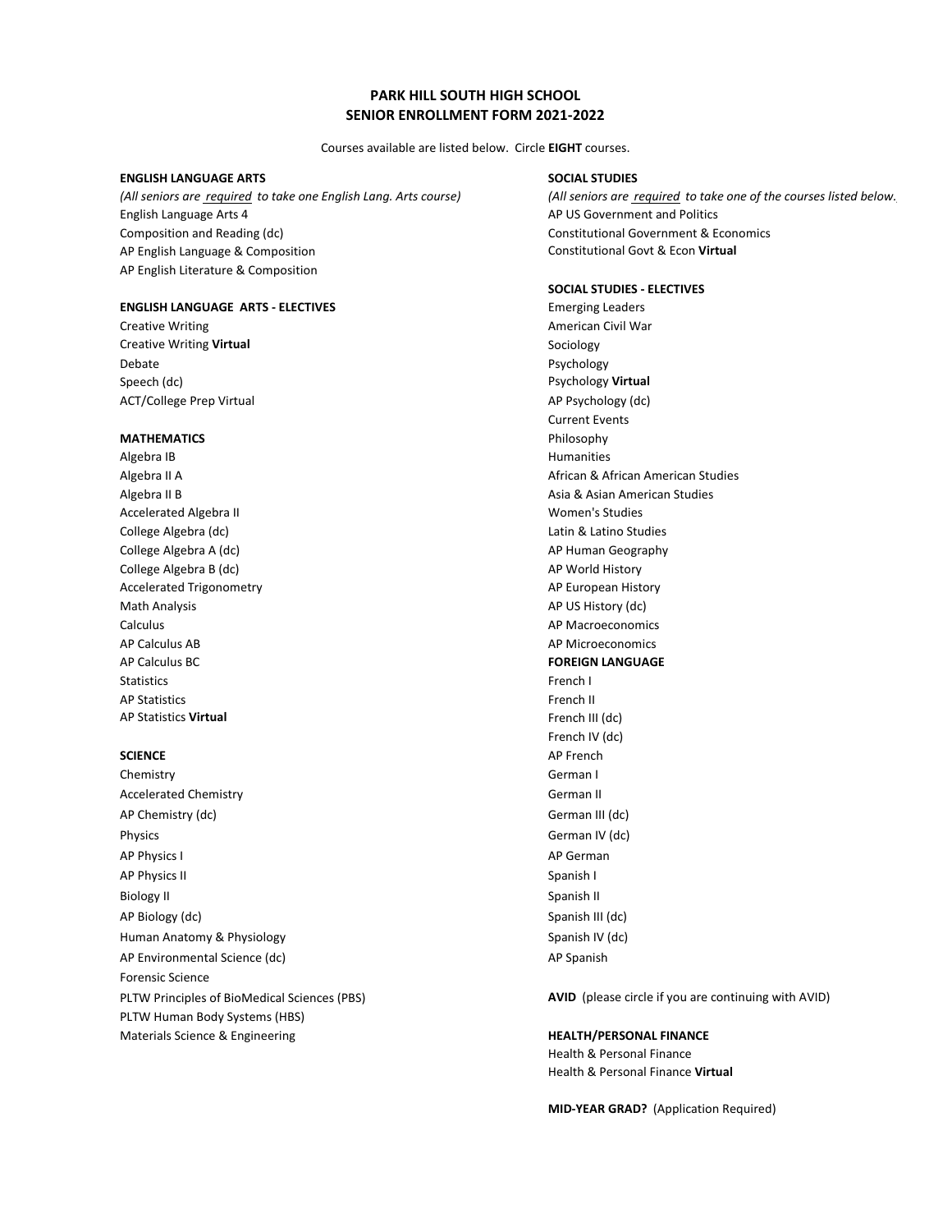# PARK HILL SOUTH HIGH SCHOOL
# SENIOR ENROLLMENT FORM 2021-2022

Courses available are listed below. Circle **EIGHT** courses.

### ENGLISH LANGUAGE ARTS

*(All seniors are required to take one English Lang. Arts course)*

English Language Arts 4
Composition and Reading (dc)
AP English Language & Composition
AP English Literature & Composition

### ENGLISH LANGUAGE ARTS - ELECTIVES

Creative Writing
Creative Writing **Virtual**
Debate
Speech (dc)
ACT/College Prep Virtual

### MATHEMATICS

Algebra IB
Algebra II A
Algebra II B
Accelerated Algebra II
College Algebra (dc)
College Algebra A (dc)
College Algebra B (dc)
Accelerated Trigonometry
Math Analysis
Calculus
AP Calculus AB
AP Calculus BC
Statistics
AP Statistics
AP Statistics **Virtual**

### SCIENCE

Chemistry
Accelerated Chemistry
AP Chemistry (dc)
Physics
AP Physics I
AP Physics II
Biology II
AP Biology (dc)
Human Anatomy & Physiology
AP Environmental Science (dc)
Forensic Science
PLTW Principles of BioMedical Sciences (PBS)
PLTW Human Body Systems (HBS)
Materials Science & Engineering

### SOCIAL STUDIES

*(All seniors are required to take one of the courses listed below.*

AP US Government and Politics
Constitutional Government & Economics
Constitutional Govt & Econ **Virtual**

### SOCIAL STUDIES - ELECTIVES

Emerging Leaders
American Civil War
Sociology
Psychology
Psychology **Virtual**
AP Psychology (dc)
Current Events
Philosophy
Humanities
African & African American Studies
Asia & Asian American Studies
Women's Studies
Latin & Latino Studies
AP Human Geography
AP World History
AP European History
AP US History (dc)
AP Macroeconomics
AP Microeconomics

### FOREIGN LANGUAGE

French I
French II
French III (dc)
French IV (dc)
AP French
German I
German II
German III (dc)
German IV (dc)
AP German
Spanish I
Spanish II
Spanish III (dc)
Spanish IV (dc)
AP Spanish

**AVID** (please circle if you are continuing with AVID)

### HEALTH/PERSONAL FINANCE

Health & Personal Finance
Health & Personal Finance **Virtual**

**MID-YEAR GRAD?** (Application Required)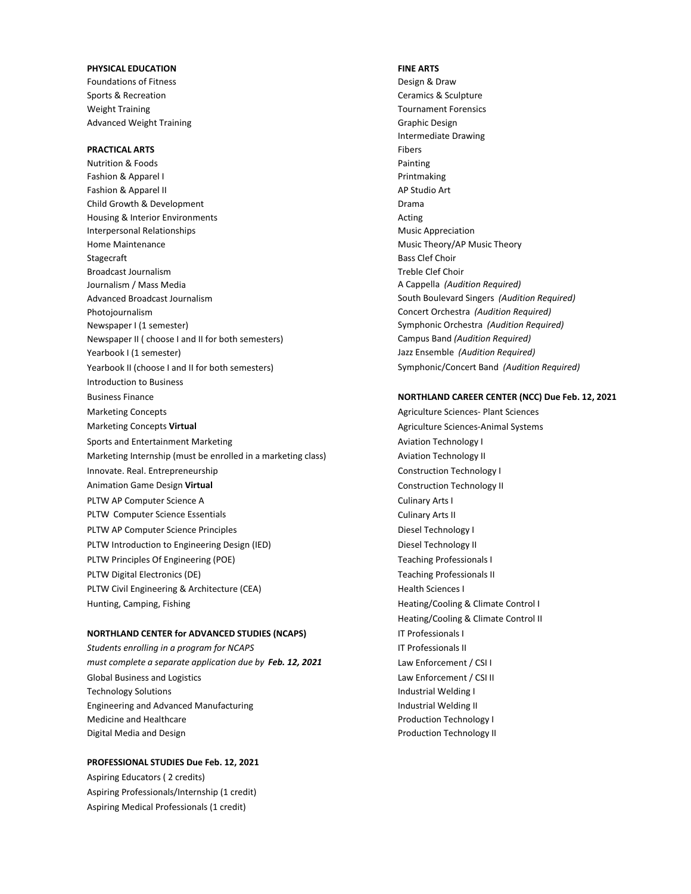**PHYSICAL EDUCATION**

Foundations of Fitness
Sports & Recreation
Weight Training
Advanced Weight Training

**PRACTICAL ARTS**

Nutrition & Foods
Fashion & Apparel I
Fashion & Apparel II
Child Growth & Development
Housing & Interior Environments
Interpersonal Relationships
Home Maintenance
Stagecraft
Broadcast Journalism
Journalism / Mass Media
Advanced Broadcast Journalism
Photojournalism
Newspaper I (1 semester)
Newspaper II ( choose I and II for both semesters)
Yearbook I (1 semester)
Yearbook II (choose I and II for both semesters)
Introduction to Business
Business Finance
Marketing Concepts
Marketing Concepts **Virtual**
Sports and Entertainment Marketing
Marketing Internship (must be enrolled in a marketing class)
Innovate. Real. Entrepreneurship
Animation Game Design **Virtual**
PLTW AP Computer Science A
PLTW Computer Science Essentials
PLTW AP Computer Science Principles
PLTW Introduction to Engineering Design (IED)
PLTW Principles Of Engineering (POE)
PLTW Digital Electronics (DE)
PLTW Civil Engineering & Architecture (CEA)
Hunting, Camping, Fishing

**NORTHLAND CENTER for ADVANCED STUDIES (NCAPS)**

*Students enrolling in a program for NCAPS must complete a separate application due by* ***Feb. 12, 2021***

Global Business and Logistics
Technology Solutions
Engineering and Advanced Manufacturing
Medicine and Healthcare
Digital Media and Design

**PROFESSIONAL STUDIES Due Feb. 12, 2021**

Aspiring Educators ( 2 credits)
Aspiring Professionals/Internship (1 credit)
Aspiring Medical Professionals (1 credit)

**FINE ARTS**

Design & Draw
Ceramics & Sculpture
Tournament Forensics
Graphic Design
Intermediate Drawing
Fibers
Painting
Printmaking
AP Studio Art
Drama
Acting
Music Appreciation
Music Theory/AP Music Theory
Bass Clef Choir
Treble Clef Choir
A Cappella *(Audition Required)*
South Boulevard Singers *(Audition Required)*
Concert Orchestra *(Audition Required)*
Symphonic Orchestra *(Audition Required)*
Campus Band *(Audition Required)*
Jazz Ensemble *(Audition Required)*
Symphonic/Concert Band *(Audition Required)*

**NORTHLAND CAREER CENTER (NCC) Due Feb. 12, 2021**

Agriculture Sciences- Plant Sciences
Agriculture Sciences-Animal Systems
Aviation Technology I
Aviation Technology II
Construction Technology I
Construction Technology II
Culinary Arts I
Culinary Arts II
Diesel Technology I
Diesel Technology II
Teaching Professionals I
Teaching Professionals II
Health Sciences I
Heating/Cooling & Climate Control I
Heating/Cooling & Climate Control II
IT Professionals I
IT Professionals II
Law Enforcement / CSI I
Law Enforcement / CSI II
Industrial Welding I
Industrial Welding II
Production Technology I
Production Technology II